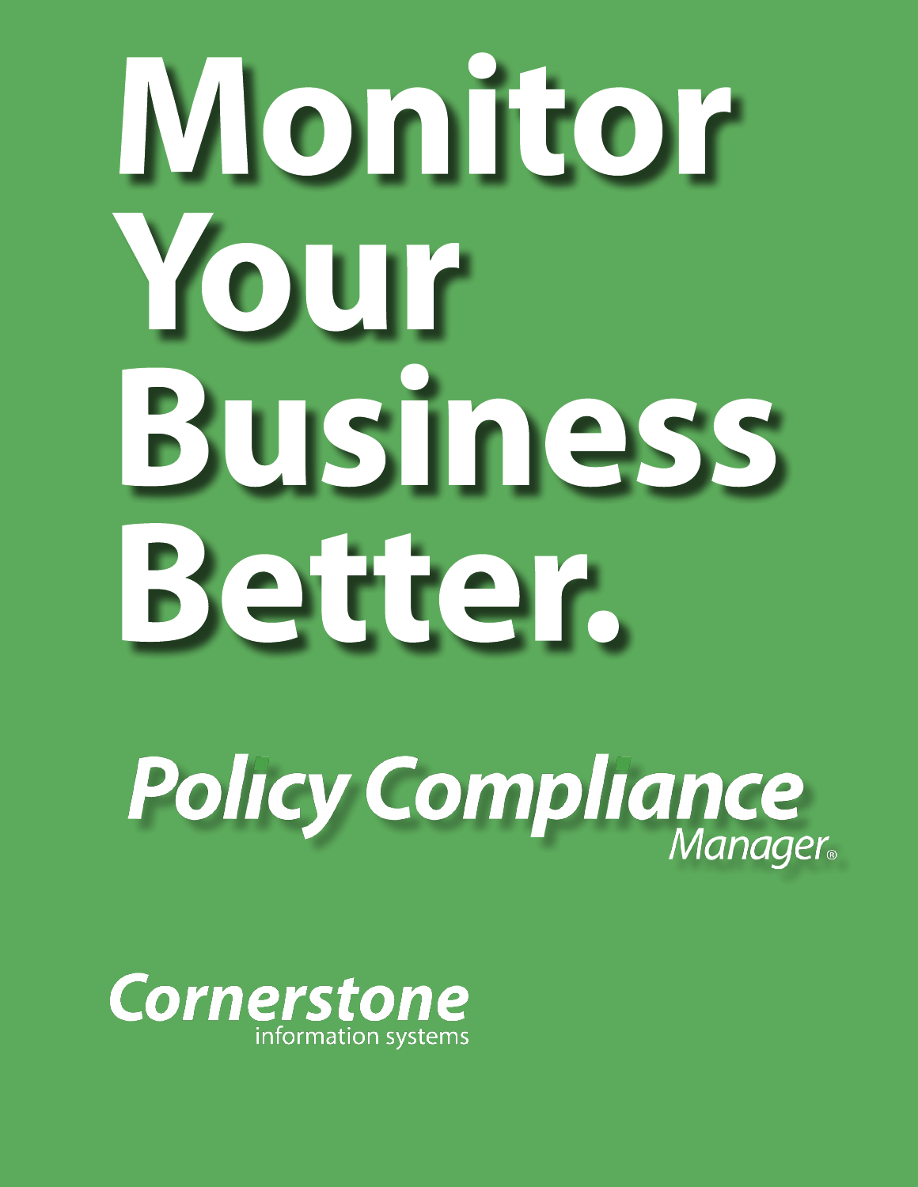# Monitor Your Business Better.

## Policy Compliance *Manager®*

**Cornerstone**
information systems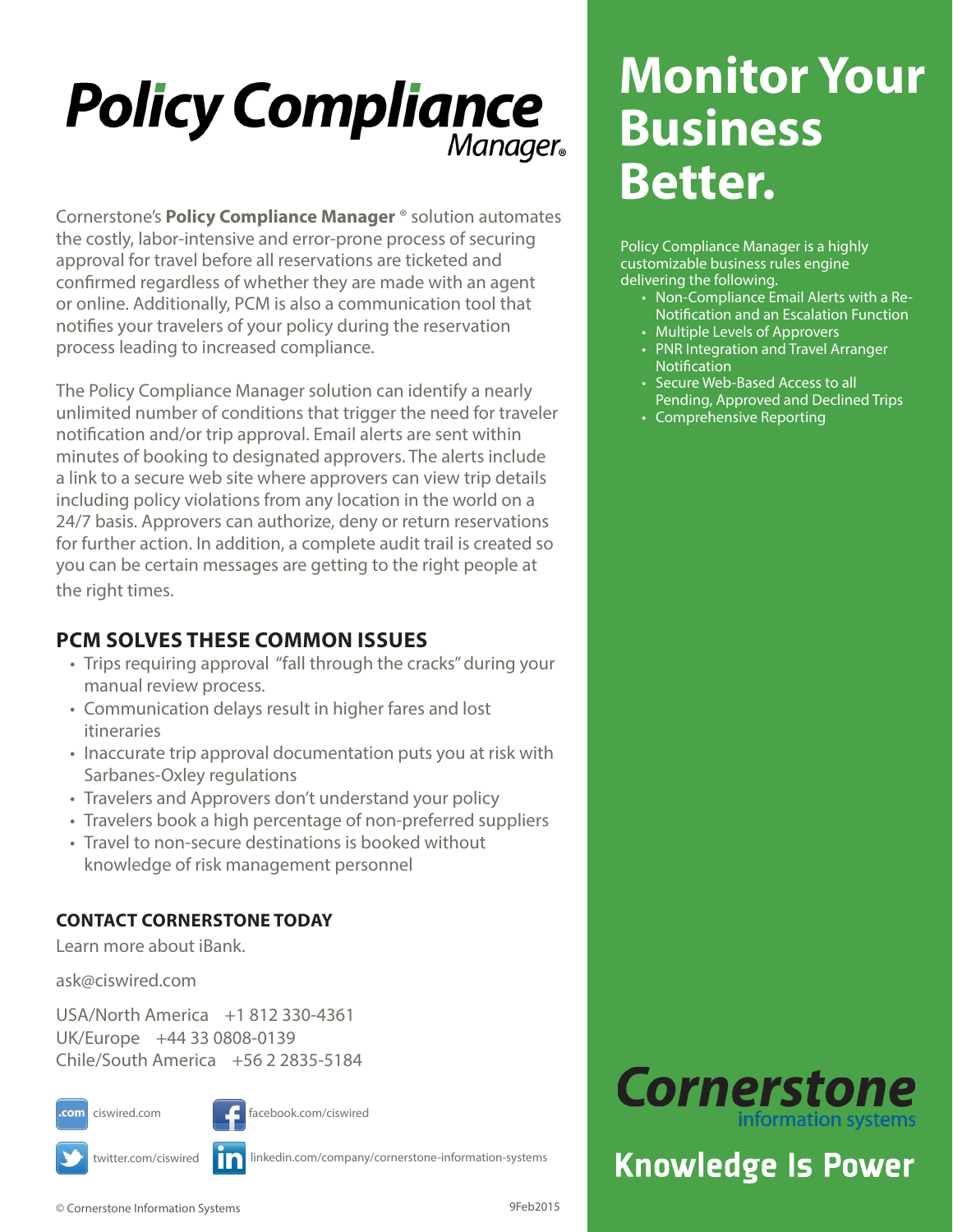# Policy Compliance Manager®

Cornerstone's **Policy Compliance Manager** ® solution automates the costly, labor-intensive and error-prone process of securing approval for travel before all reservations are ticketed and confirmed regardless of whether they are made with an agent or online. Additionally, PCM is also a communication tool that notifies your travelers of your policy during the reservation process leading to increased compliance.

The Policy Compliance Manager solution can identify a nearly unlimited number of conditions that trigger the need for traveler notification and/or trip approval. Email alerts are sent within minutes of booking to designated approvers. The alerts include a link to a secure web site where approvers can view trip details including policy violations from any location in the world on a 24/7 basis. Approvers can authorize, deny or return reservations for further action. In addition, a complete audit trail is created so you can be certain messages are getting to the right people at the right times.

## PCM SOLVES THESE COMMON ISSUES

- Trips requiring approval "fall through the cracks" during your manual review process.
- Communication delays result in higher fares and lost itineraries
- Inaccurate trip approval documentation puts you at risk with Sarbanes-Oxley regulations
- Travelers and Approvers don't understand your policy
- Travelers book a high percentage of non-preferred suppliers
- Travel to non-secure destinations is booked without knowledge of risk management personnel

## CONTACT CORNERSTONE TODAY

Learn more about iBank.

ask@ciswired.com

USA/North America +1 812 330-4361
UK/Europe +44 33 0808-0139
Chile/South America +56 2 2835-5184

ciswired.com
facebook.com/ciswired
twitter.com/ciswired
linkedin.com/company/cornerstone-information-systems

© Cornerstone Information Systems

9Feb2015

# Monitor Your Business Better.

Policy Compliance Manager is a highly customizable business rules engine delivering the following.

- Non-Compliance Email Alerts with a Re-Notification and an Escalation Function
- Multiple Levels of Approvers
- PNR Integration and Travel Arranger Notification
- Secure Web-Based Access to all Pending, Approved and Declined Trips
- Comprehensive Reporting

Cornerstone information systems

Knowledge Is Power